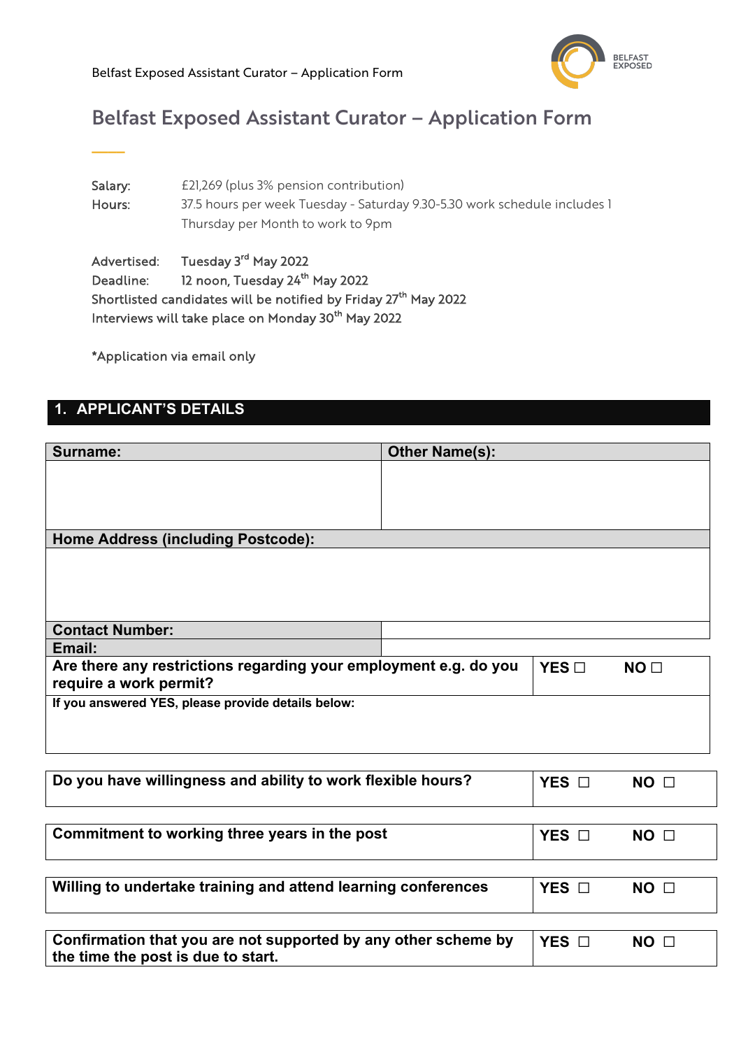# Belfast Exposed Assistant Curator – Application Form

Salary: £21,269 (plus 3% pension contribution)
Hours: 37.5 hours per week Tuesday - Saturday 9.30-5.30 work schedule includes 1 Thursday per Month to work to 9pm

Advertised: Tuesday 3rd May 2022
Deadline: 12 noon, Tuesday 24th May 2022
Shortlisted candidates will be notified by Friday 27th May 2022
Interviews will take place on Monday 30th May 2022

*Application via email only

## 1. APPLICANT'S DETAILS

| **Surname:** | **Other Name(s):** |
|---|---|
| | |
| **Home Address (including Postcode):** | |
| | |
| **Contact Number:** | |
| **Email:** | |

| | | |
|---|---|---|
| **Are there any restrictions regarding your employment e.g. do you require a work permit?** | **YES ☐** | **NO ☐** |
| **If you answered YES, please provide details below:** | | |
| | | |

| | | |
|---|---|---|
| **Do you have willingness and ability to work flexible hours?** | **YES ☐** | **NO ☐** |

| | | |
|---|---|---|
| **Commitment to working three years in the post** | **YES ☐** | **NO ☐** |

| | | |
|---|---|---|
| **Willing to undertake training and attend learning conferences** | **YES ☐** | **NO ☐** |

| | | |
|---|---|---|
| **Confirmation that you are not supported by any other scheme by the time the post is due to start.** | **YES ☐** | **NO ☐** |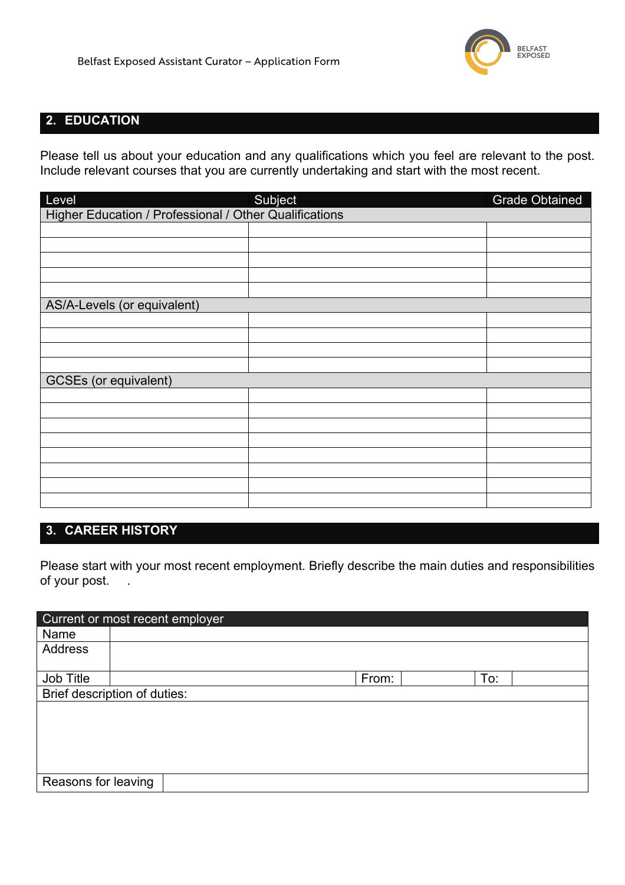## 2. EDUCATION

Please tell us about your education and any qualifications which you feel are relevant to the post. Include relevant courses that you are currently undertaking and start with the most recent.

| Level | Subject | Grade Obtained |
|---|---|---|
| Higher Education / Professional / Other Qualifications | | |
| | | |
| | | |
| | | |
| | | |
| | | |
| AS/A-Levels (or equivalent) | | |
| | | |
| | | |
| | | |
| | | |
| GCSEs (or equivalent) | | |
| | | |
| | | |
| | | |
| | | |
| | | |
| | | |
| | | |
| | | |

## 3. CAREER HISTORY

Please start with your most recent employment. Briefly describe the main duties and responsibilities of your post. .

| Current or most recent employer | | | | | |
|---|---|---|---|---|---|
| Name | | | | | |
| Address | | | | | |
| Job Title | | From: | | To: | |
| Brief description of duties: | | | | | |
| | | | | | |
| Reasons for leaving | | | | | |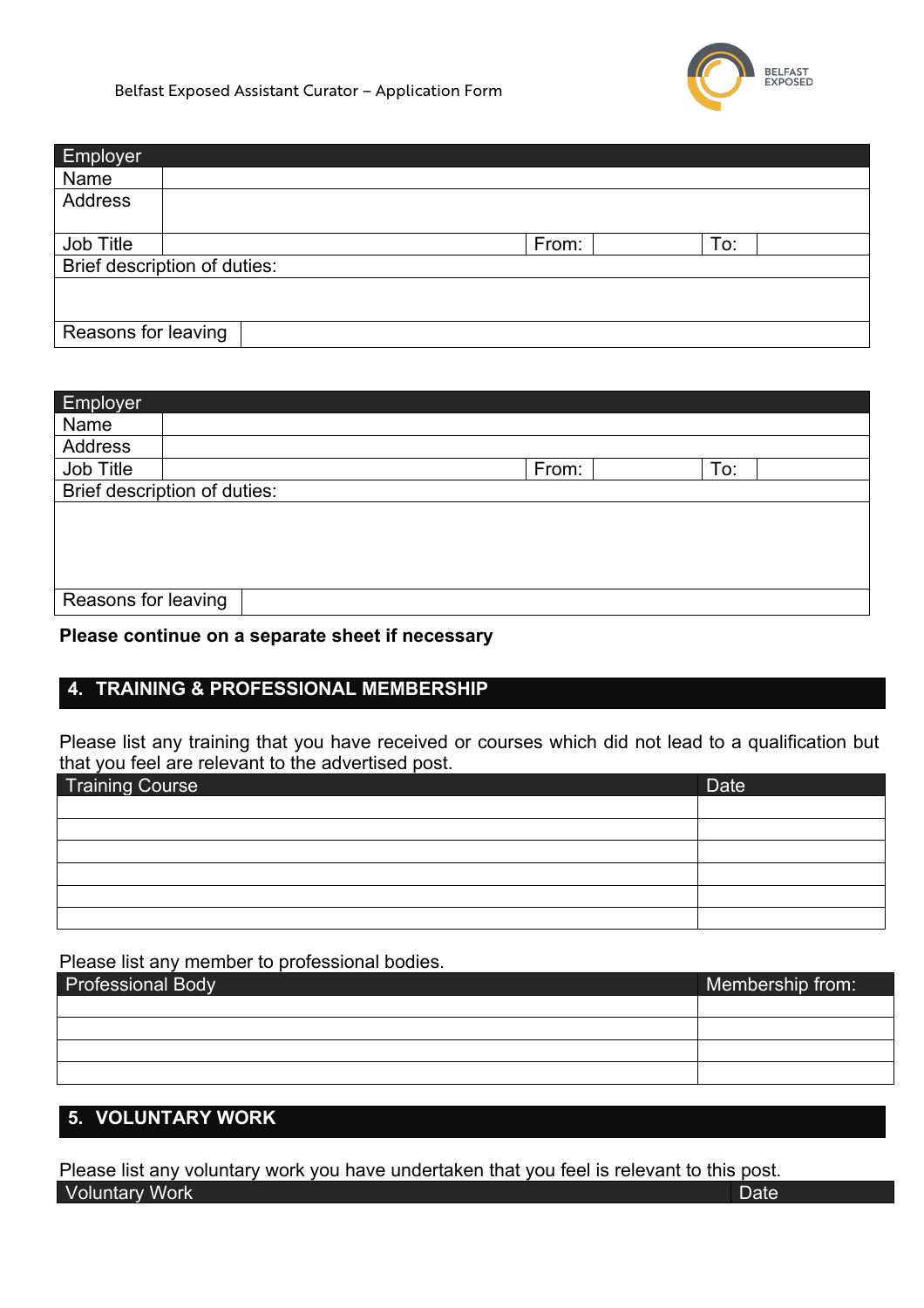| Employer | | | | | |
|---|---|---|---|---|---|
| Name | | | | | |
| Address | | | | | |
| Job Title | | From: | | To: | |
| Brief description of duties: | | | | | |
| | | | | | |
| Reasons for leaving | | | | | |

| Employer | | | | | |
|---|---|---|---|---|---|
| Name | | | | | |
| Address | | | | | |
| Job Title | | From: | | To: | |
| Brief description of duties: | | | | | |
| | | | | | |
| Reasons for leaving | | | | | |

**Please continue on a separate sheet if necessary**

## 4. TRAINING & PROFESSIONAL MEMBERSHIP

Please list any training that you have received or courses which did not lead to a qualification but that you feel are relevant to the advertised post.

| Training Course | Date |
|---|---|
| | |
| | |
| | |
| | |
| | |
| | |

Please list any member to professional bodies.

| Professional Body | Membership from: |
|---|---|
| | |
| | |
| | |
| | |

## 5. VOLUNTARY WORK

Please list any voluntary work you have undertaken that you feel is relevant to this post.

| Voluntary Work | Date |
|---|---|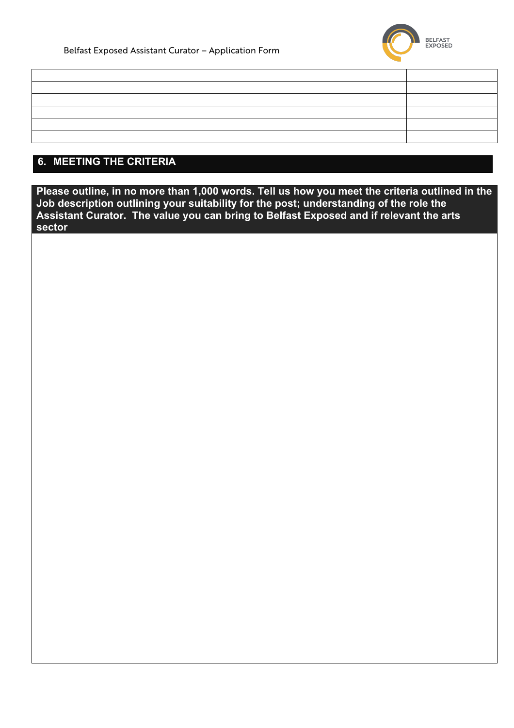| | |
|---|---|
| | |
| | |
| | |
| | |
| | |

## 6. MEETING THE CRITERIA

**Please outline, in no more than 1,000 words. Tell us how you meet the criteria outlined in the Job description outlining your suitability for the post; understanding of the role the Assistant Curator. The value you can bring to Belfast Exposed and if relevant the arts sector**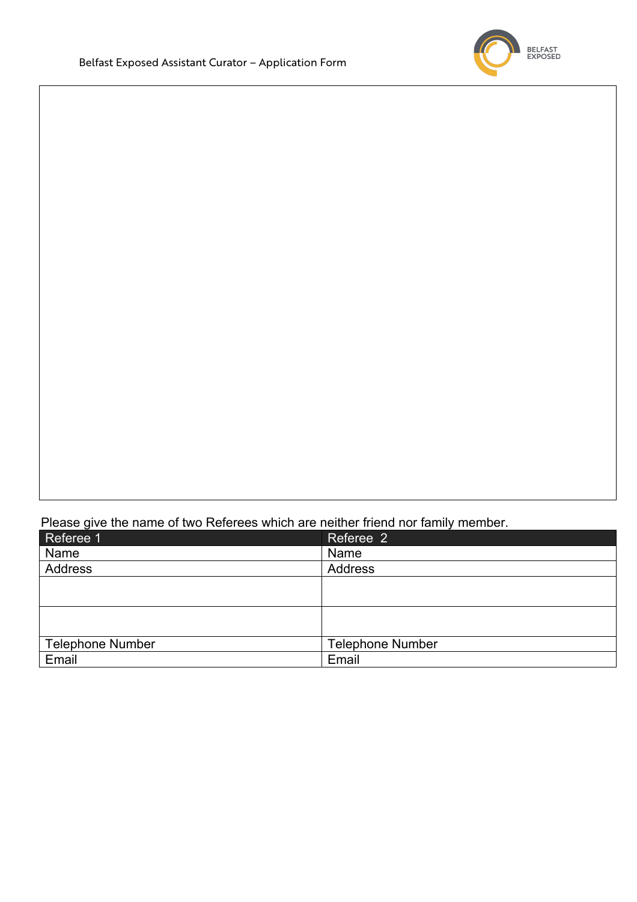Please give the name of two Referees which are neither friend nor family member.

| Referee 1 | Referee 2 |
|---|---|
| Name | Name |
| Address | Address |
| | |
| | |
| Telephone Number | Telephone Number |
| Email | Email |